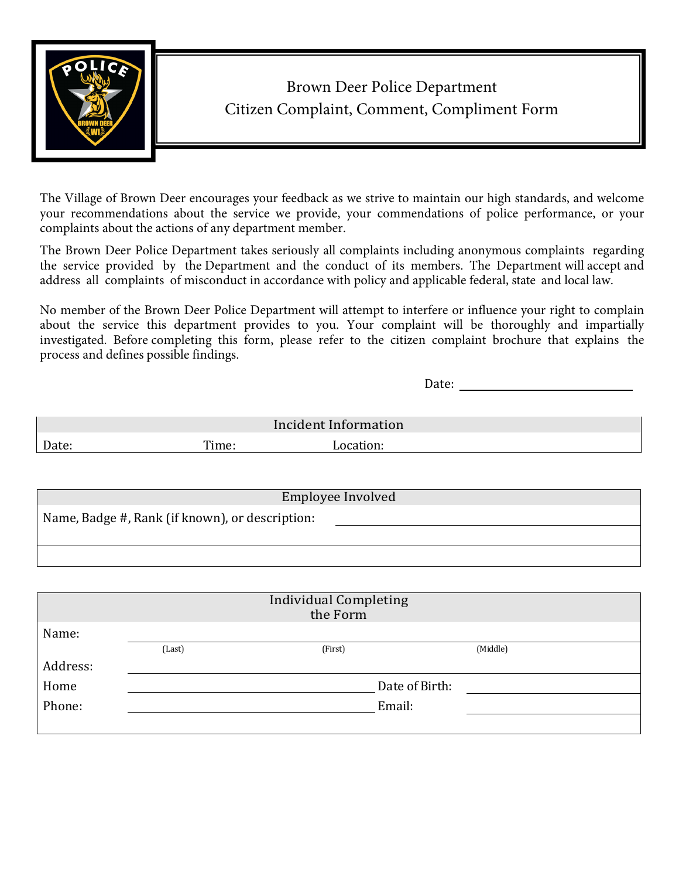# Brown Deer Police Department
## Citizen Complaint, Comment, Compliment Form

The Village of Brown Deer encourages your feedback as we strive to maintain our high standards, and welcome your recommendations about the service we provide, your commendations of police performance, or your complaints about the actions of any department member.

The Brown Deer Police Department takes seriously all complaints including anonymous complaints regarding the service provided by the Department and the conduct of its members. The Department will accept and address all complaints of misconduct in accordance with policy and applicable federal, state and local law.

No member of the Brown Deer Police Department will attempt to interfere or influence your right to complain about the service this department provides to you. Your complaint will be thoroughly and impartially investigated. Before completing this form, please refer to the citizen complaint brochure that explains the process and defines possible findings.

Date: ______________________

| Incident Information | | |
|---|---|---|
| Date: | Time: | Location: |

| Employee Involved | |
|---|---|
| Name, Badge #, Rank (if known), or description: | |
| | |

| Individual Completing the Form | | | |
|---|---|---|---|
| Name: | (Last) | (First) | (Middle) |
| Address: | | | |
| Home Phone: | | Date of Birth: | |
| | | Email: | |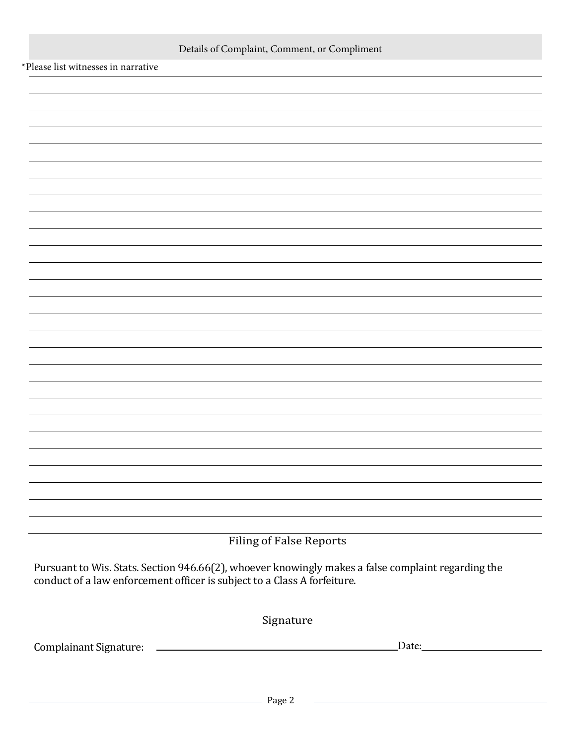## Details of Complaint, Comment, or Compliment

*Please list witnesses in narrative

## Filing of False Reports

Pursuant to Wis. Stats. Section 946.66(2), whoever knowingly makes a false complaint regarding the conduct of a law enforcement officer is subject to a Class A forfeiture.

## Signature

Complainant Signature: ______________________________ Date: ______________